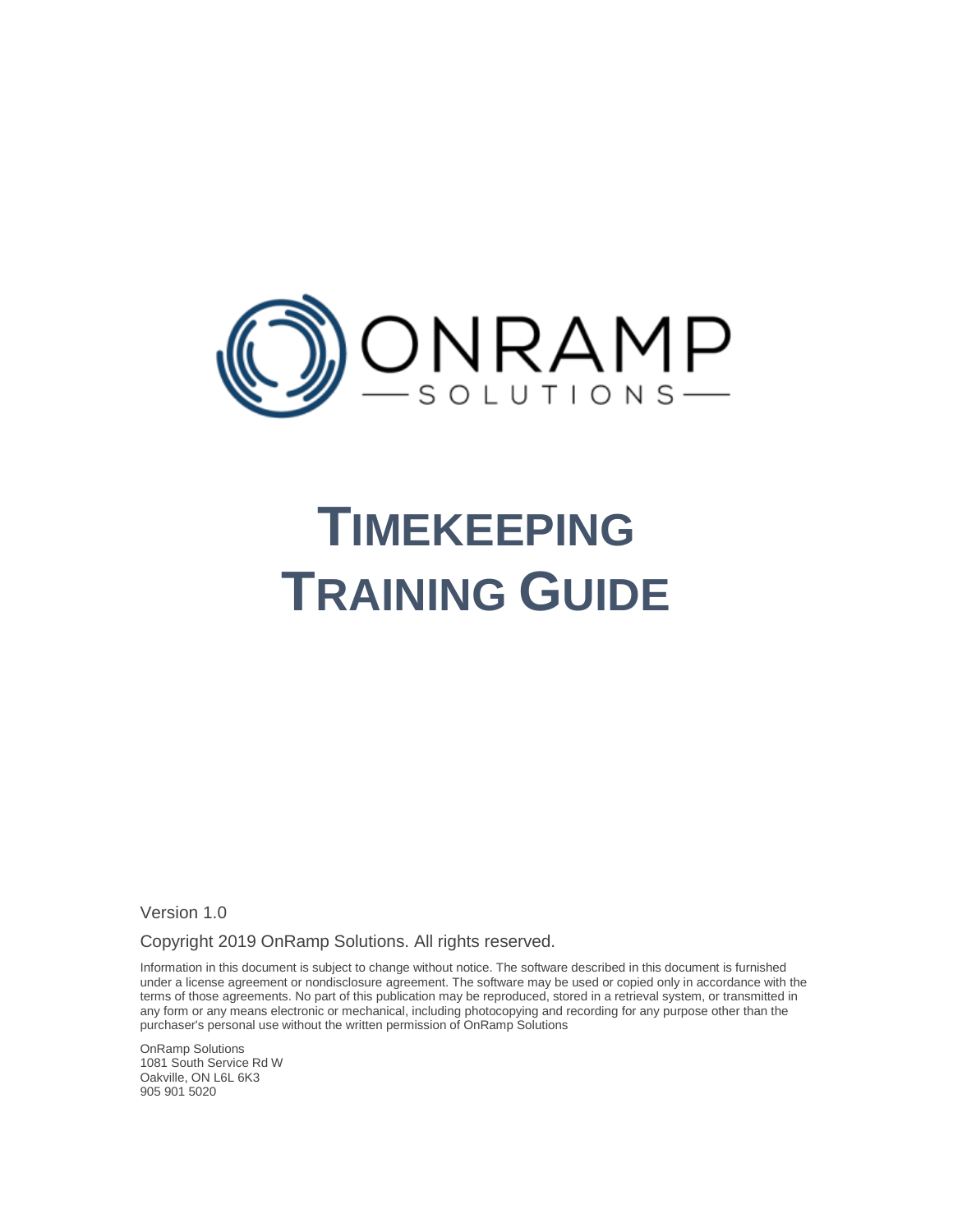ONRAMP SOLUTIONS

# TIMEKEEPING TRAINING GUIDE

Version 1.0

Copyright 2019 OnRamp Solutions. All rights reserved.

Information in this document is subject to change without notice. The software described in this document is furnished under a license agreement or nondisclosure agreement. The software may be used or copied only in accordance with the terms of those agreements. No part of this publication may be reproduced, stored in a retrieval system, or transmitted in any form or any means electronic or mechanical, including photocopying and recording for any purpose other than the purchaser's personal use without the written permission of OnRamp Solutions

OnRamp Solutions
1081 South Service Rd W
Oakville, ON L6L 6K3
905 901 5020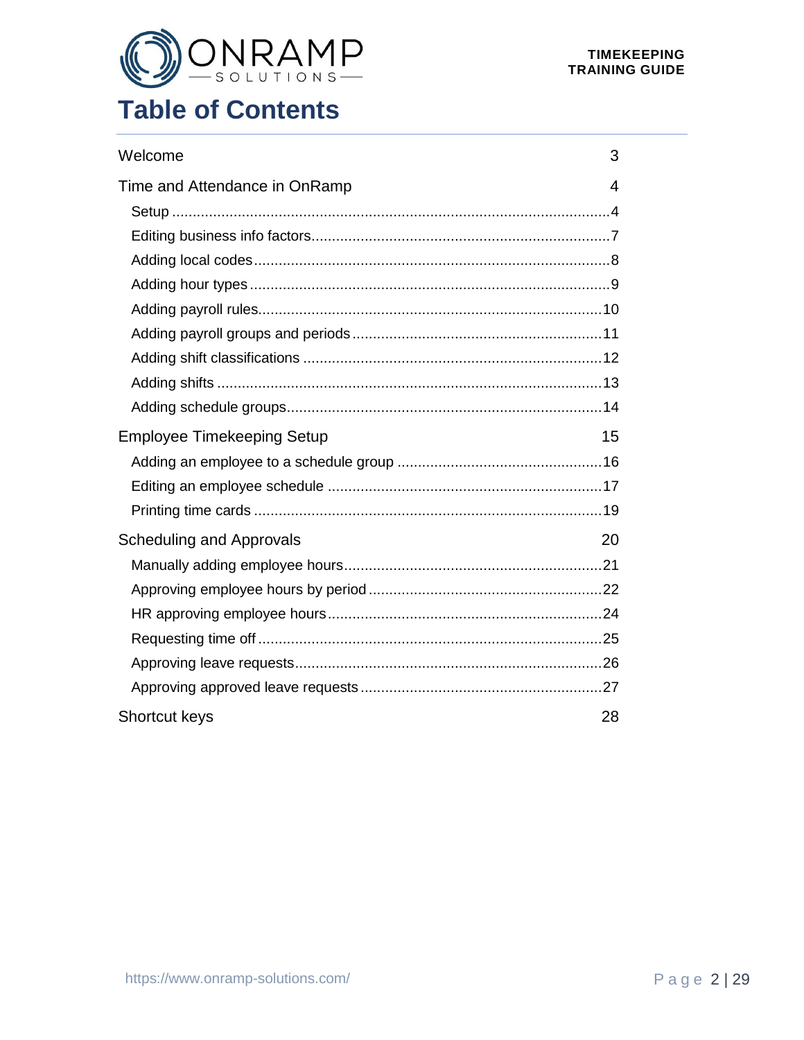# Table of Contents

Welcome 3

Time and Attendance in OnRamp 4

- Setup ........ 4
- Editing business info factors ........ 7
- Adding local codes ........ 8
- Adding hour types ........ 9
- Adding payroll rules ........ 10
- Adding payroll groups and periods ........ 11
- Adding shift classifications ........ 12
- Adding shifts ........ 13
- Adding schedule groups ........ 14

Employee Timekeeping Setup 15

- Adding an employee to a schedule group ........ 16
- Editing an employee schedule ........ 17
- Printing time cards ........ 19

Scheduling and Approvals 20

- Manually adding employee hours ........ 21
- Approving employee hours by period ........ 22
- HR approving employee hours ........ 24
- Requesting time off ........ 25
- Approving leave requests ........ 26
- Approving approved leave requests ........ 27

Shortcut keys 28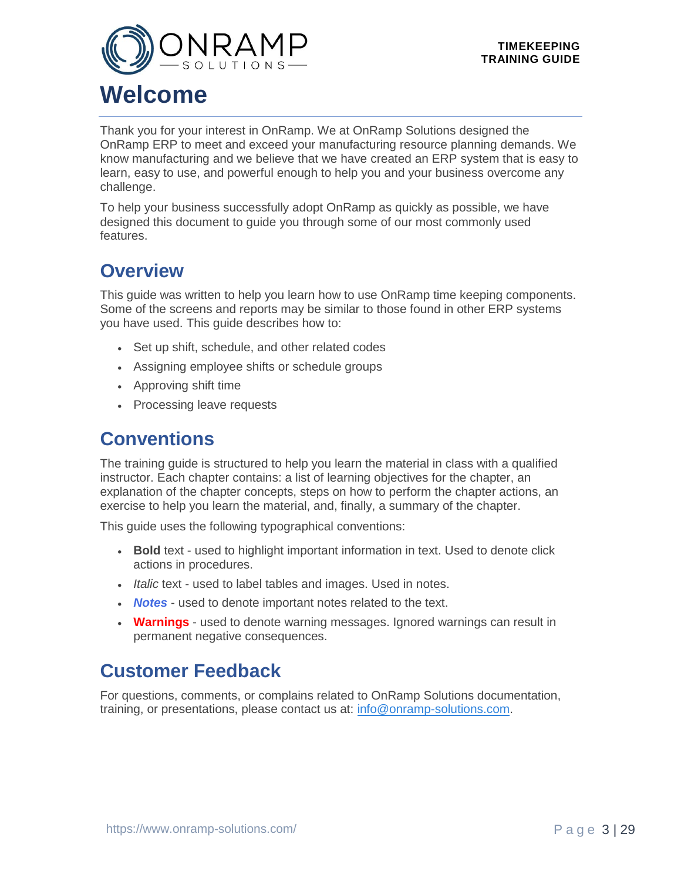# Welcome

Thank you for your interest in OnRamp. We at OnRamp Solutions designed the OnRamp ERP to meet and exceed your manufacturing resource planning demands. We know manufacturing and we believe that we have created an ERP system that is easy to learn, easy to use, and powerful enough to help you and your business overcome any challenge.

To help your business successfully adopt OnRamp as quickly as possible, we have designed this document to guide you through some of our most commonly used features.

## Overview

This guide was written to help you learn how to use OnRamp time keeping components. Some of the screens and reports may be similar to those found in other ERP systems you have used. This guide describes how to:

- Set up shift, schedule, and other related codes
- Assigning employee shifts or schedule groups
- Approving shift time
- Processing leave requests

## Conventions

The training guide is structured to help you learn the material in class with a qualified instructor. Each chapter contains: a list of learning objectives for the chapter, an explanation of the chapter concepts, steps on how to perform the chapter actions, an exercise to help you learn the material, and, finally, a summary of the chapter.

This guide uses the following typographical conventions:

- **Bold** text - used to highlight important information in text. Used to denote click actions in procedures.
- *Italic* text - used to label tables and images. Used in notes.
- ***Notes*** - used to denote important notes related to the text.
- **Warnings** - used to denote warning messages. Ignored warnings can result in permanent negative consequences.

## Customer Feedback

For questions, comments, or complains related to OnRamp Solutions documentation, training, or presentations, please contact us at: info@onramp-solutions.com.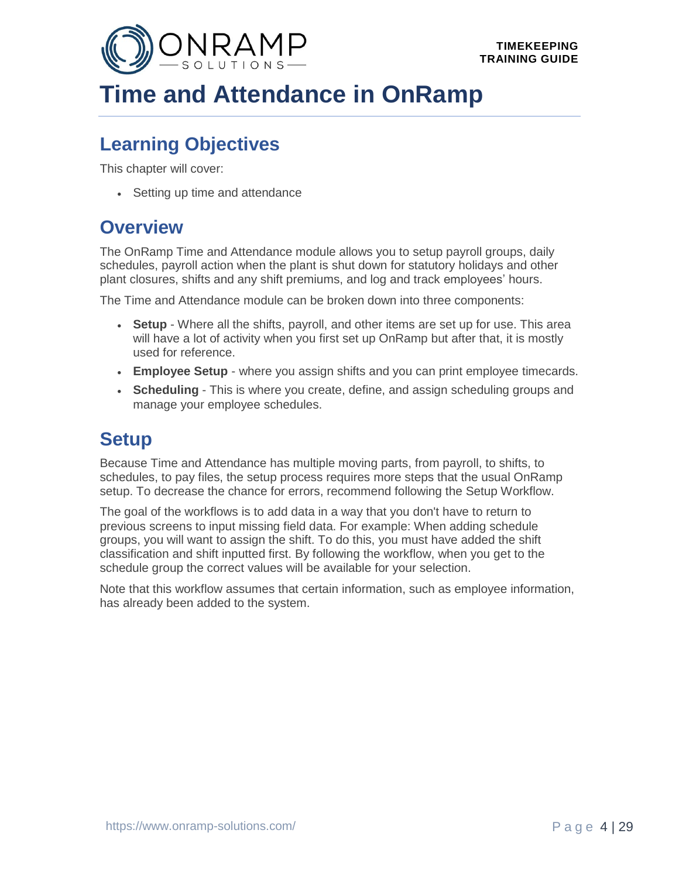# Time and Attendance in OnRamp

## Learning Objectives

This chapter will cover:

- Setting up time and attendance

## Overview

The OnRamp Time and Attendance module allows you to setup payroll groups, daily schedules, payroll action when the plant is shut down for statutory holidays and other plant closures, shifts and any shift premiums, and log and track employees' hours.

The Time and Attendance module can be broken down into three components:

- **Setup** - Where all the shifts, payroll, and other items are set up for use. This area will have a lot of activity when you first set up OnRamp but after that, it is mostly used for reference.
- **Employee Setup** - where you assign shifts and you can print employee timecards.
- **Scheduling** - This is where you create, define, and assign scheduling groups and manage your employee schedules.

## Setup

Because Time and Attendance has multiple moving parts, from payroll, to shifts, to schedules, to pay files, the setup process requires more steps that the usual OnRamp setup. To decrease the chance for errors, recommend following the Setup Workflow.

The goal of the workflows is to add data in a way that you don't have to return to previous screens to input missing field data. For example: When adding schedule groups, you will want to assign the shift. To do this, you must have added the shift classification and shift inputted first. By following the workflow, when you get to the schedule group the correct values will be available for your selection.

Note that this workflow assumes that certain information, such as employee information, has already been added to the system.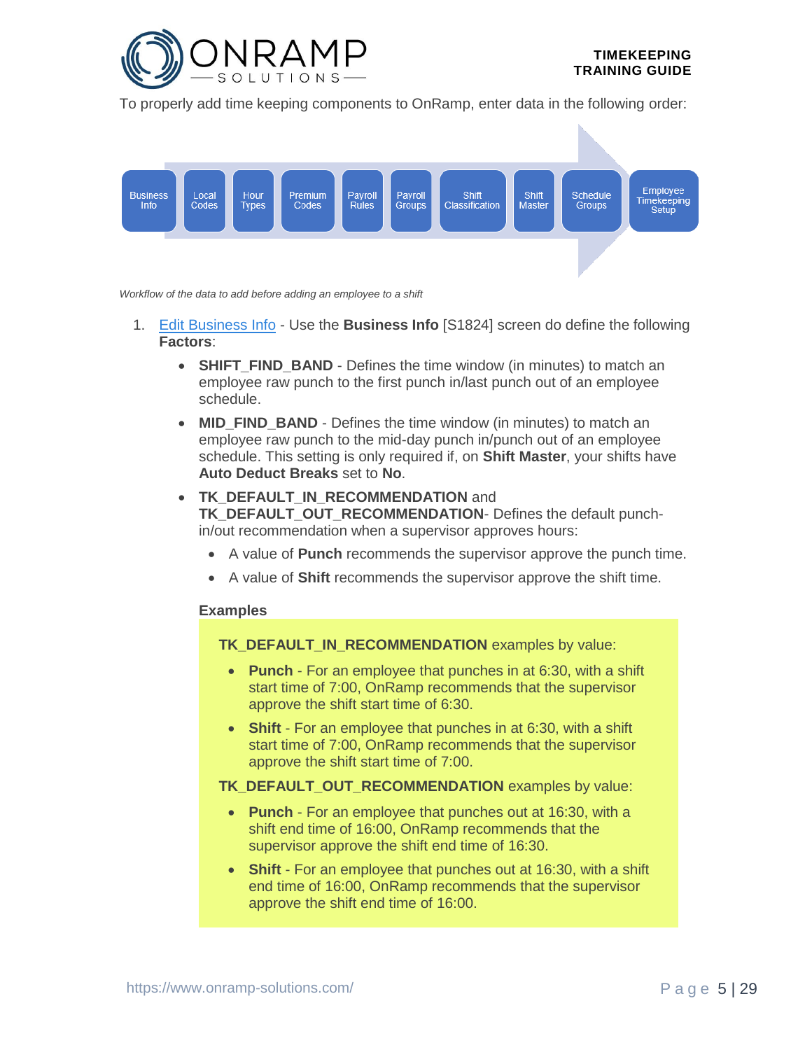To properly add time keeping components to OnRamp, enter data in the following order:

Business Info → Local Codes → Hour Types → Premium Codes → Payroll Rules → Payroll Groups → Shift Classification → Shift Master → Schedule Groups → Employee Timekeeping Setup

*Workflow of the data to add before adding an employee to a shift*

1. [Edit Business Info]() - Use the **Business Info** [S1824] screen do define the following **Factors**:
   - **SHIFT_FIND_BAND** - Defines the time window (in minutes) to match an employee raw punch to the first punch in/last punch out of an employee schedule.
   - **MID_FIND_BAND** - Defines the time window (in minutes) to match an employee raw punch to the mid-day punch in/punch out of an employee schedule. This setting is only required if, on **Shift Master**, your shifts have **Auto Deduct Breaks** set to **No**.
   - **TK_DEFAULT_IN_RECOMMENDATION** and **TK_DEFAULT_OUT_RECOMMENDATION**- Defines the default punch-in/out recommendation when a supervisor approves hours:
     - A value of **Punch** recommends the supervisor approve the punch time.
     - A value of **Shift** recommends the supervisor approve the shift time.

   **Examples**

   **TK_DEFAULT_IN_RECOMMENDATION** examples by value:

   - **Punch** - For an employee that punches in at 6:30, with a shift start time of 7:00, OnRamp recommends that the supervisor approve the shift start time of 6:30.
   - **Shift** - For an employee that punches in at 6:30, with a shift start time of 7:00, OnRamp recommends that the supervisor approve the shift start time of 7:00.

   **TK_DEFAULT_OUT_RECOMMENDATION** examples by value:

   - **Punch** - For an employee that punches out at 16:30, with a shift end time of 16:00, OnRamp recommends that the supervisor approve the shift end time of 16:30.
   - **Shift** - For an employee that punches out at 16:30, with a shift end time of 16:00, OnRamp recommends that the supervisor approve the shift end time of 16:00.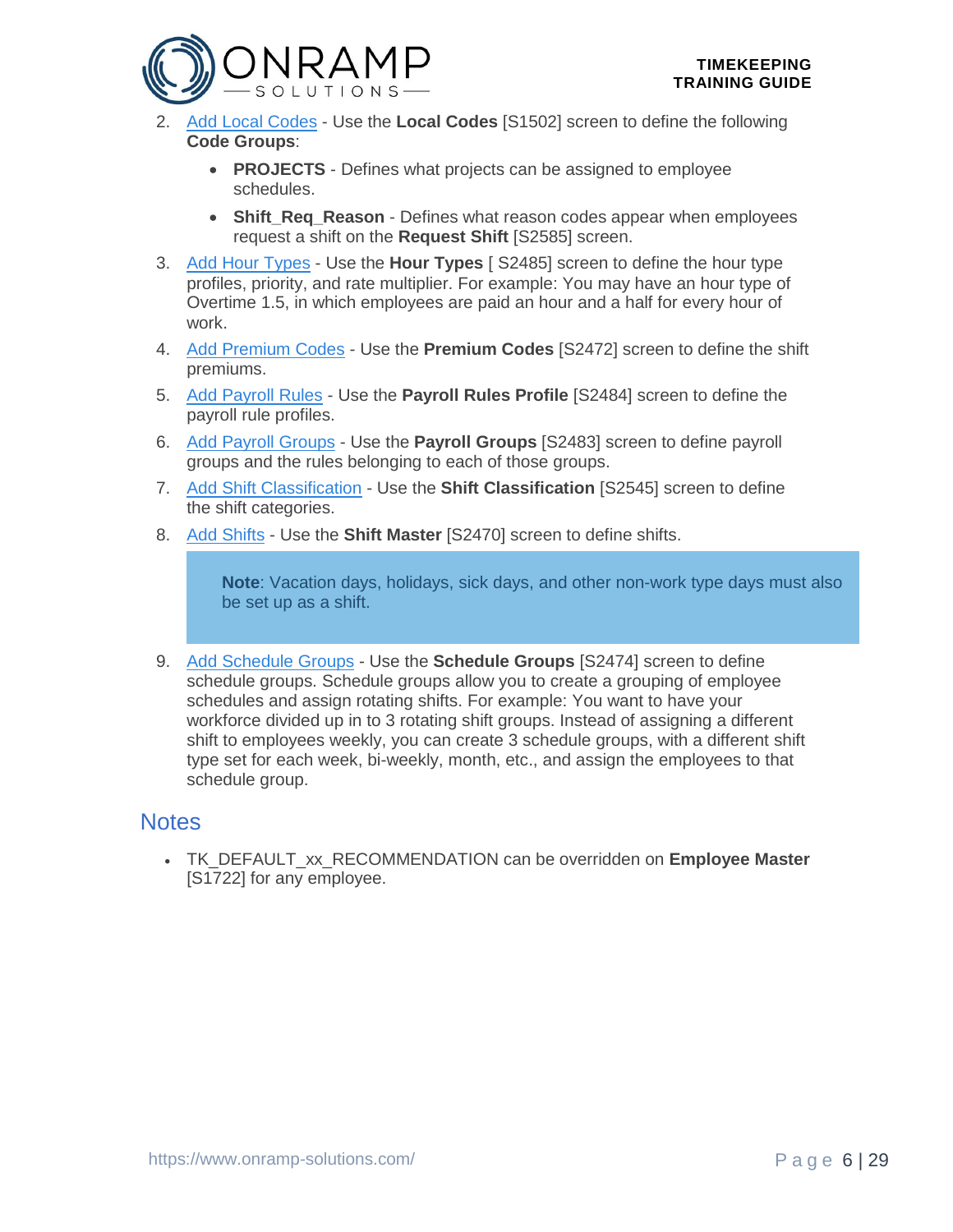2. Add Local Codes - Use the **Local Codes** [S1502] screen to define the following **Code Groups**:
    - **PROJECTS** - Defines what projects can be assigned to employee schedules.
    - **Shift_Req_Reason** - Defines what reason codes appear when employees request a shift on the **Request Shift** [S2585] screen.
3. Add Hour Types - Use the **Hour Types** [ S2485] screen to define the hour type profiles, priority, and rate multiplier. For example: You may have an hour type of Overtime 1.5, in which employees are paid an hour and a half for every hour of work.
4. Add Premium Codes - Use the **Premium Codes** [S2472] screen to define the shift premiums.
5. Add Payroll Rules - Use the **Payroll Rules Profile** [S2484] screen to define the payroll rule profiles.
6. Add Payroll Groups - Use the **Payroll Groups** [S2483] screen to define payroll groups and the rules belonging to each of those groups.
7. Add Shift Classification - Use the **Shift Classification** [S2545] screen to define the shift categories.
8. Add Shifts - Use the **Shift Master** [S2470] screen to define shifts.

    > **Note**: Vacation days, holidays, sick days, and other non-work type days must also be set up as a shift.

9. Add Schedule Groups - Use the **Schedule Groups** [S2474] screen to define schedule groups. Schedule groups allow you to create a grouping of employee schedules and assign rotating shifts. For example: You want to have your workforce divided up in to 3 rotating shift groups. Instead of assigning a different shift to employees weekly, you can create 3 schedule groups, with a different shift type set for each week, bi-weekly, month, etc., and assign the employees to that schedule group.

## Notes

- TK_DEFAULT_xx_RECOMMENDATION can be overridden on **Employee Master** [S1722] for any employee.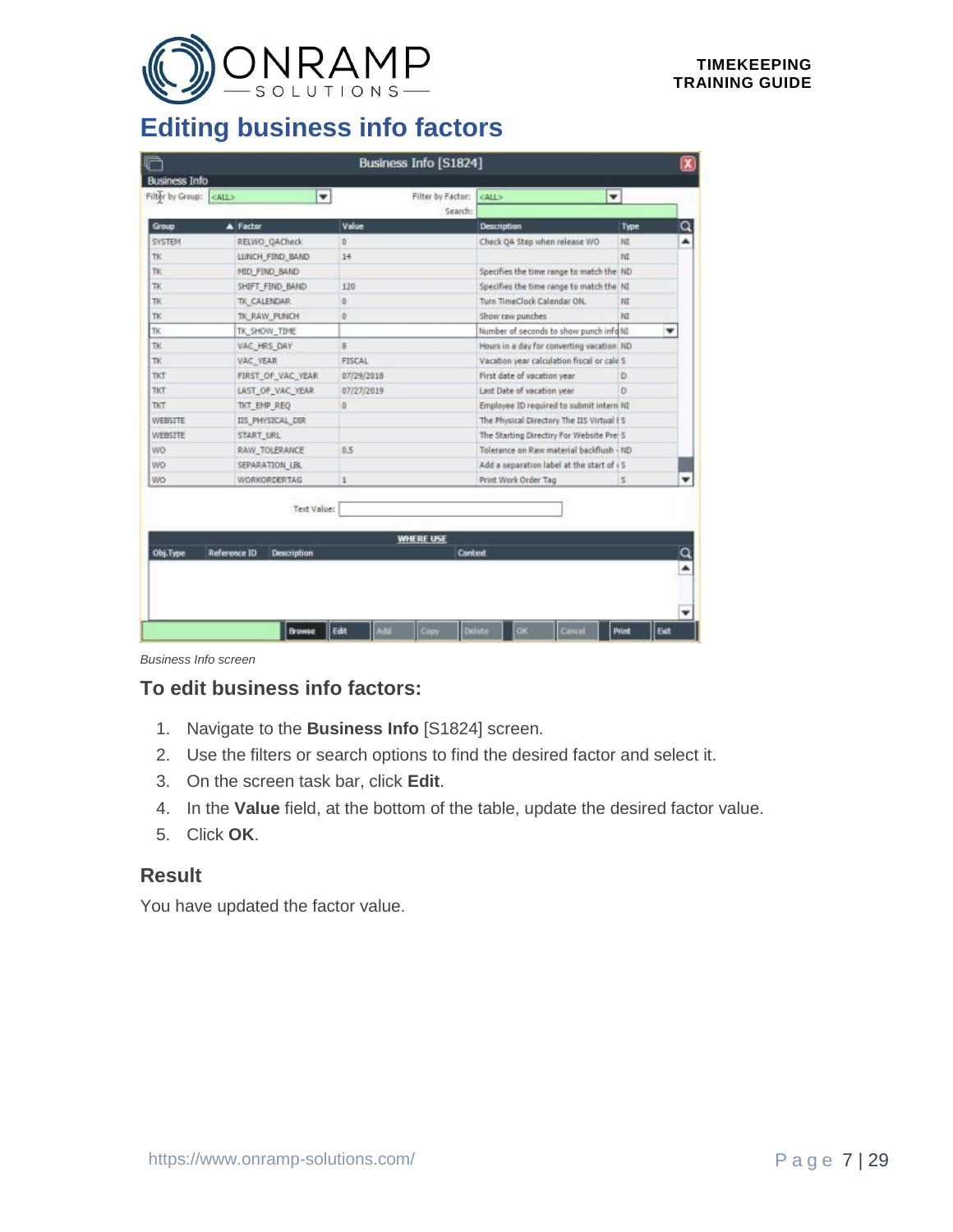# Editing business info factors

*Business Info screen*

## To edit business info factors:

1. Navigate to the **Business Info** [S1824] screen.
2. Use the filters or search options to find the desired factor and select it.
3. On the screen task bar, click **Edit**.
4. In the **Value** field, at the bottom of the table, update the desired factor value.
5. Click **OK**.

## Result

You have updated the factor value.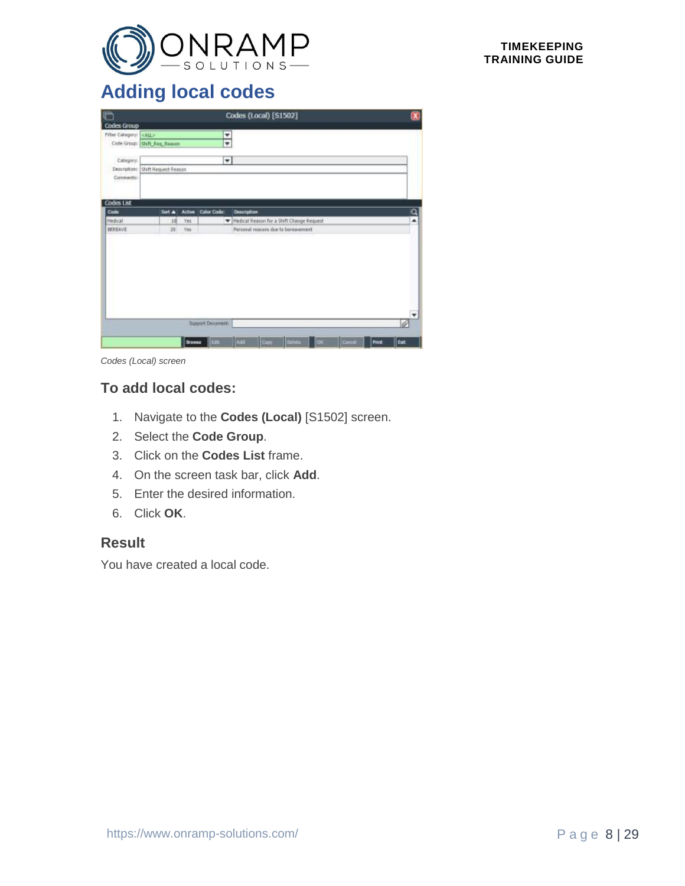# Adding local codes

*Codes (Local) screen*

## To add local codes:

1. Navigate to the **Codes (Local)** [S1502] screen.
2. Select the **Code Group**.
3. Click on the **Codes List** frame.
4. On the screen task bar, click **Add**.
5. Enter the desired information.
6. Click **OK**.

## Result

You have created a local code.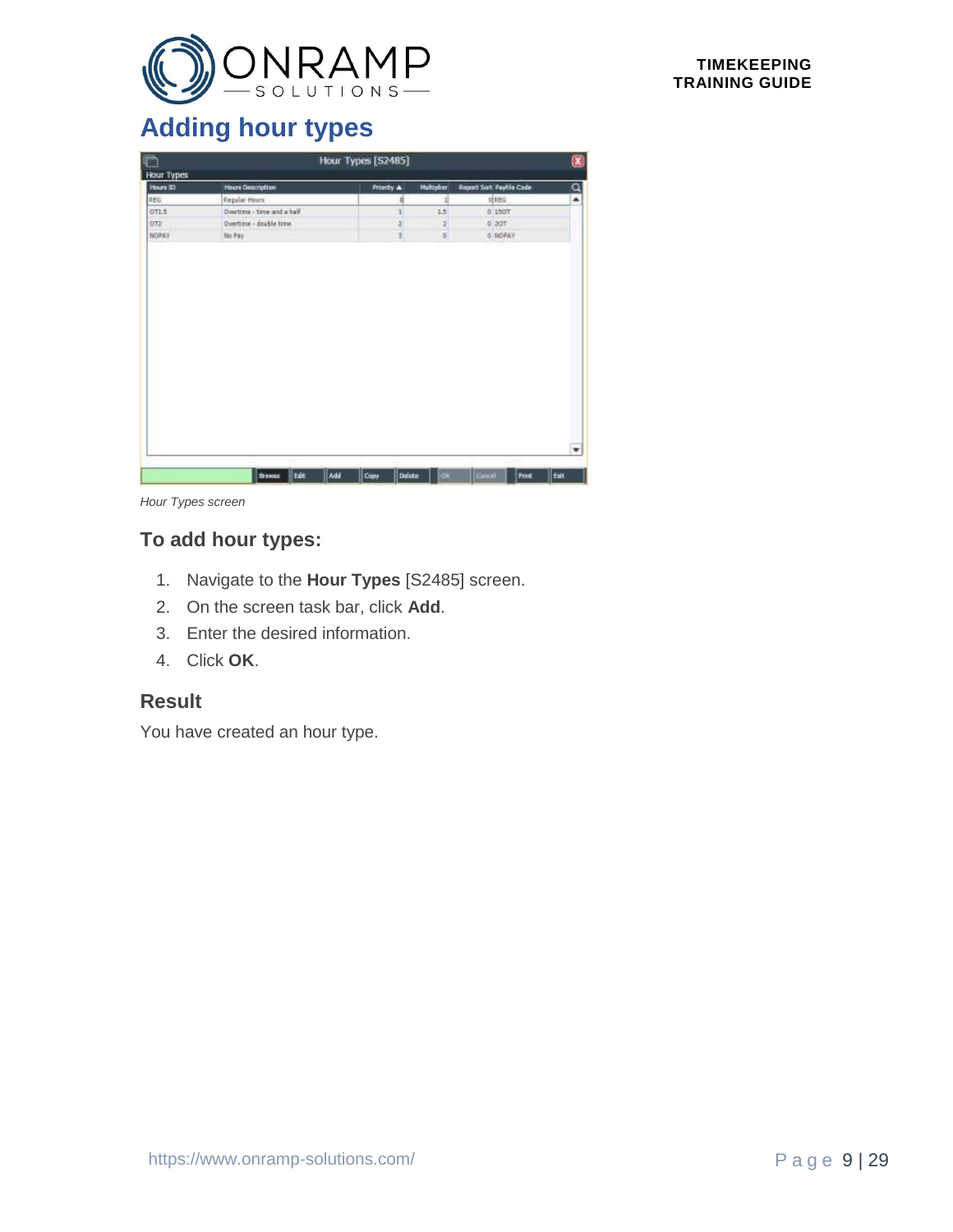# Adding hour types

*Hour Types screen*

### To add hour types:

1. Navigate to the **Hour Types** [S2485] screen.
2. On the screen task bar, click **Add**.
3. Enter the desired information.
4. Click **OK**.

### Result

You have created an hour type.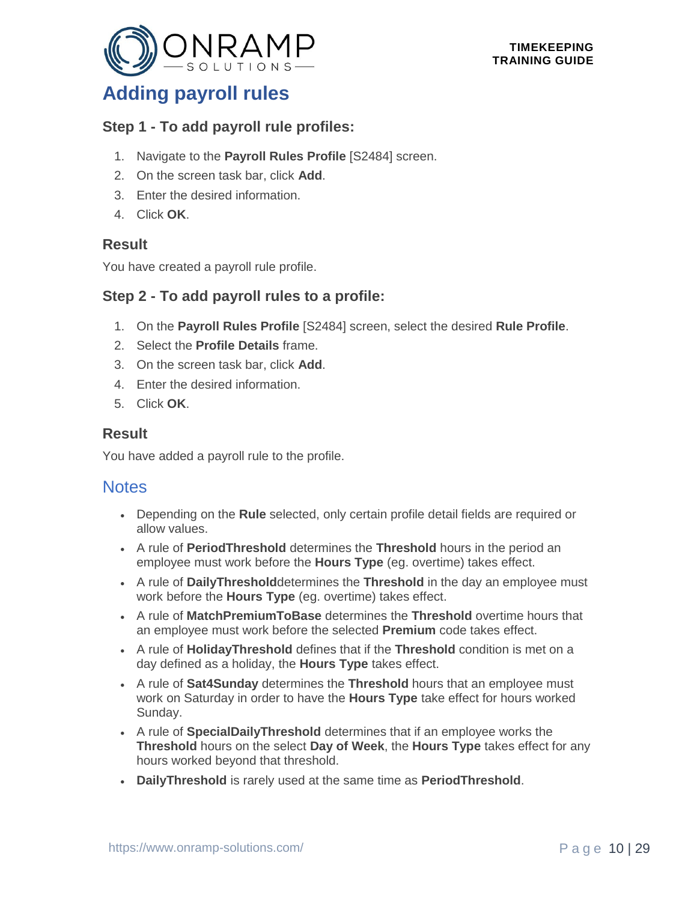# Adding payroll rules

### Step 1 - To add payroll rule profiles:

1. Navigate to the **Payroll Rules Profile** [S2484] screen.
2. On the screen task bar, click **Add**.
3. Enter the desired information.
4. Click **OK**.

### Result

You have created a payroll rule profile.

### Step 2 - To add payroll rules to a profile:

1. On the **Payroll Rules Profile** [S2484] screen, select the desired **Rule Profile**.
2. Select the **Profile Details** frame.
3. On the screen task bar, click **Add**.
4. Enter the desired information.
5. Click **OK**.

### Result

You have added a payroll rule to the profile.

## Notes

- Depending on the **Rule** selected, only certain profile detail fields are required or allow values.
- A rule of **PeriodThreshold** determines the **Threshold** hours in the period an employee must work before the **Hours Type** (eg. overtime) takes effect.
- A rule of **DailyThreshold**determines the **Threshold** in the day an employee must work before the **Hours Type** (eg. overtime) takes effect.
- A rule of **MatchPremiumToBase** determines the **Threshold** overtime hours that an employee must work before the selected **Premium** code takes effect.
- A rule of **HolidayThreshold** defines that if the **Threshold** condition is met on a day defined as a holiday, the **Hours Type** takes effect.
- A rule of **Sat4Sunday** determines the **Threshold** hours that an employee must work on Saturday in order to have the **Hours Type** take effect for hours worked Sunday.
- A rule of **SpecialDailyThreshold** determines that if an employee works the **Threshold** hours on the select **Day of Week**, the **Hours Type** takes effect for any hours worked beyond that threshold.
- **DailyThreshold** is rarely used at the same time as **PeriodThreshold**.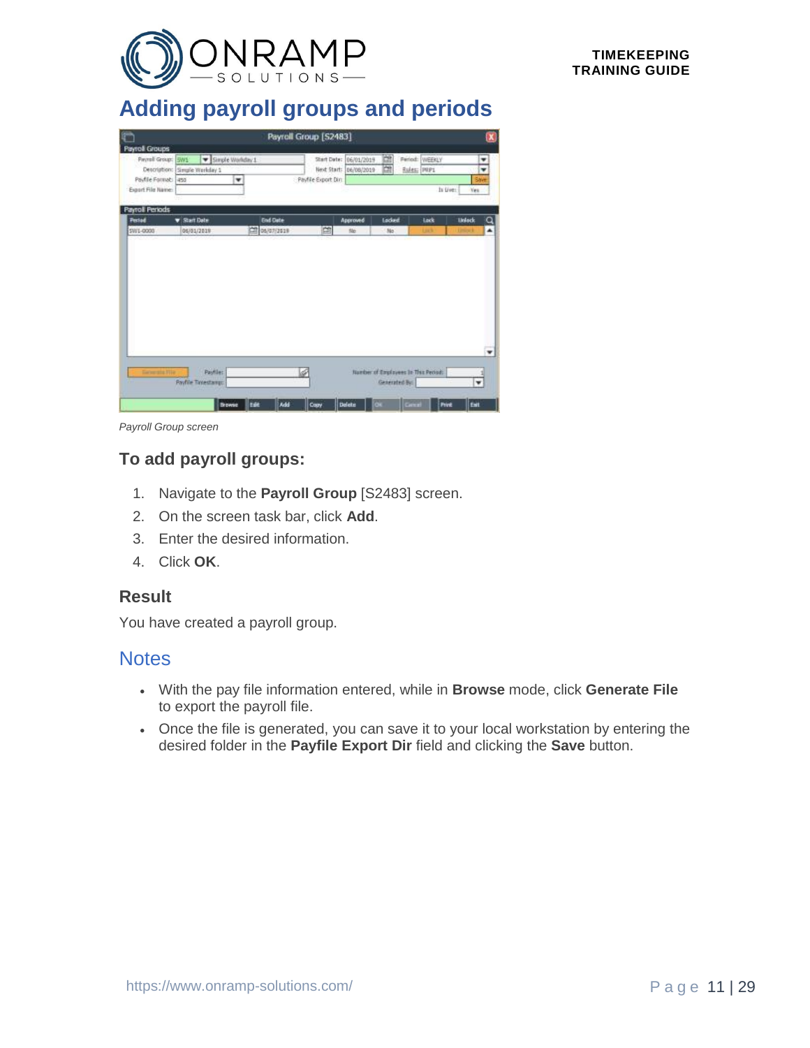# Adding payroll groups and periods

*Payroll Group screen*

### To add payroll groups:

1. Navigate to the **Payroll Group** [S2483] screen.
2. On the screen task bar, click **Add**.
3. Enter the desired information.
4. Click **OK**.

### Result

You have created a payroll group.

## Notes

- With the pay file information entered, while in **Browse** mode, click **Generate File** to export the payroll file.
- Once the file is generated, you can save it to your local workstation by entering the desired folder in the **Payfile Export Dir** field and clicking the **Save** button.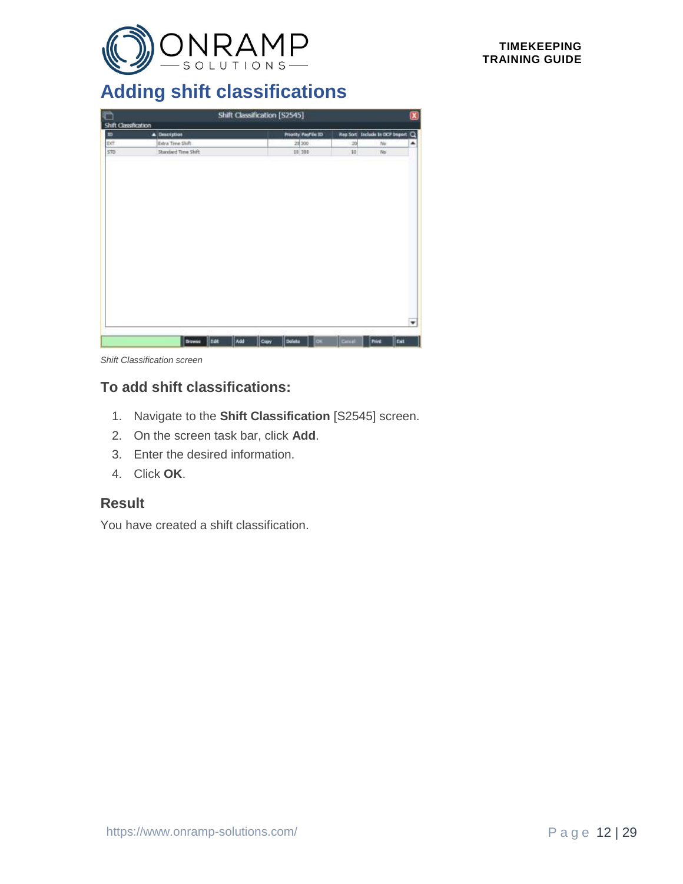# Adding shift classifications

*Shift Classification screen*

## To add shift classifications:

1. Navigate to the **Shift Classification** [S2545] screen.
2. On the screen task bar, click **Add**.
3. Enter the desired information.
4. Click **OK**.

## Result

You have created a shift classification.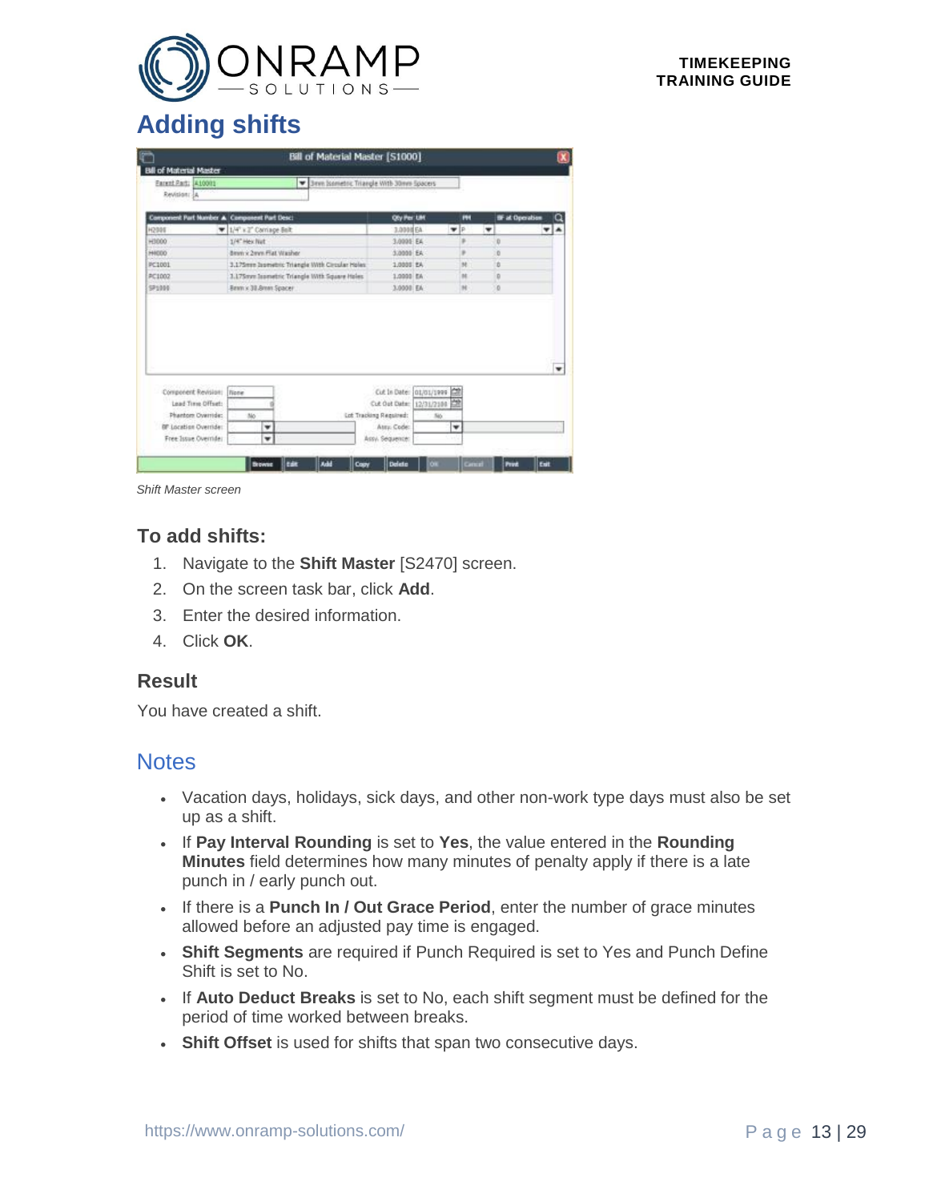# Adding shifts

*Shift Master screen*

## To add shifts:

1. Navigate to the **Shift Master** [S2470] screen.
2. On the screen task bar, click **Add**.
3. Enter the desired information.
4. Click **OK**.

## Result

You have created a shift.

## Notes

- Vacation days, holidays, sick days, and other non-work type days must also be set up as a shift.
- If **Pay Interval Rounding** is set to **Yes**, the value entered in the **Rounding Minutes** field determines how many minutes of penalty apply if there is a late punch in / early punch out.
- If there is a **Punch In / Out Grace Period**, enter the number of grace minutes allowed before an adjusted pay time is engaged.
- **Shift Segments** are required if Punch Required is set to Yes and Punch Define Shift is set to No.
- If **Auto Deduct Breaks** is set to No, each shift segment must be defined for the period of time worked between breaks.
- **Shift Offset** is used for shifts that span two consecutive days.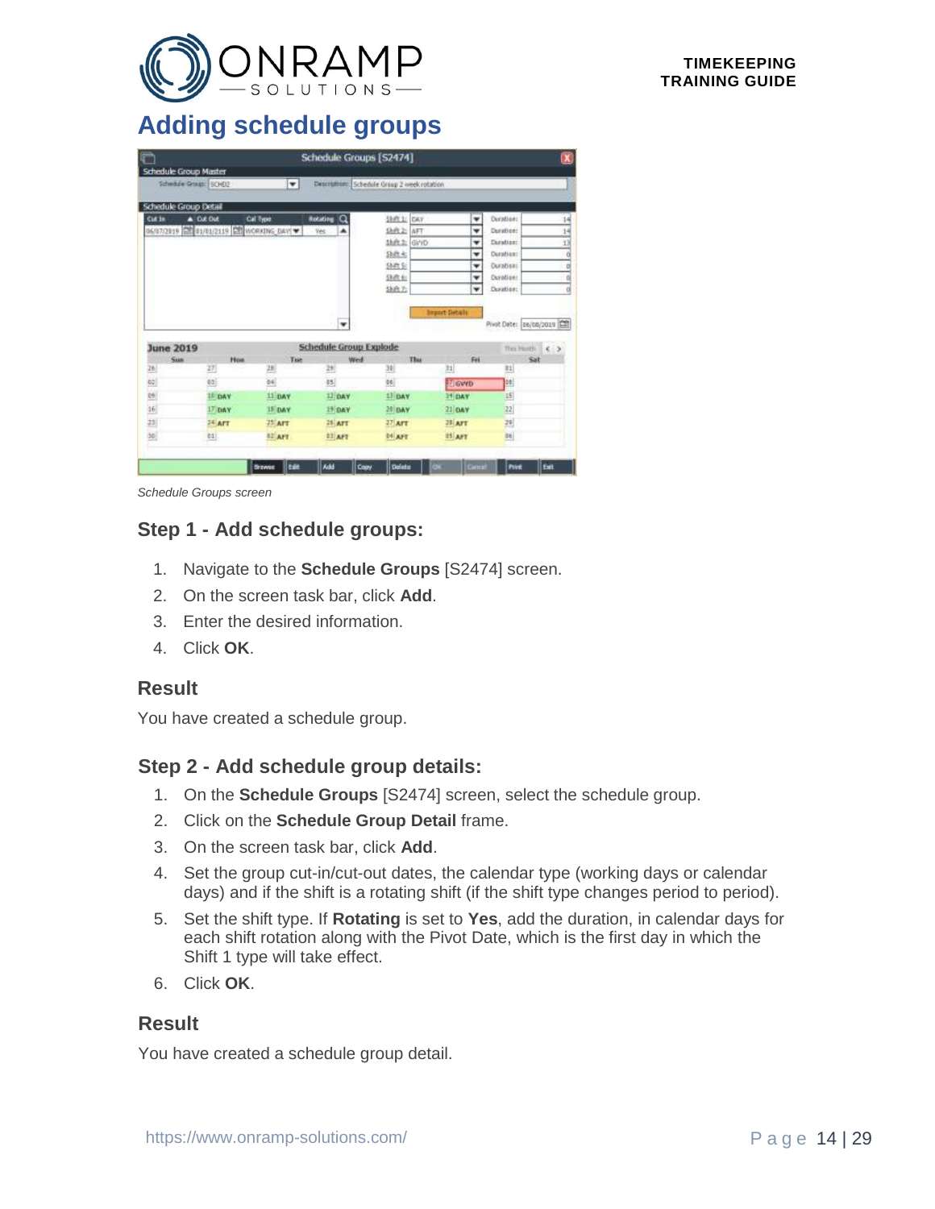# Adding schedule groups

*Schedule Groups screen*

### Step 1 - Add schedule groups:

1. Navigate to the **Schedule Groups** [S2474] screen.
2. On the screen task bar, click **Add**.
3. Enter the desired information.
4. Click **OK**.

### Result

You have created a schedule group.

### Step 2 - Add schedule group details:

1. On the **Schedule Groups** [S2474] screen, select the schedule group.
2. Click on the **Schedule Group Detail** frame.
3. On the screen task bar, click **Add**.
4. Set the group cut-in/cut-out dates, the calendar type (working days or calendar days) and if the shift is a rotating shift (if the shift type changes period to period).
5. Set the shift type. If **Rotating** is set to **Yes**, add the duration, in calendar days for each shift rotation along with the Pivot Date, which is the first day in which the Shift 1 type will take effect.
6. Click **OK**.

### Result

You have created a schedule group detail.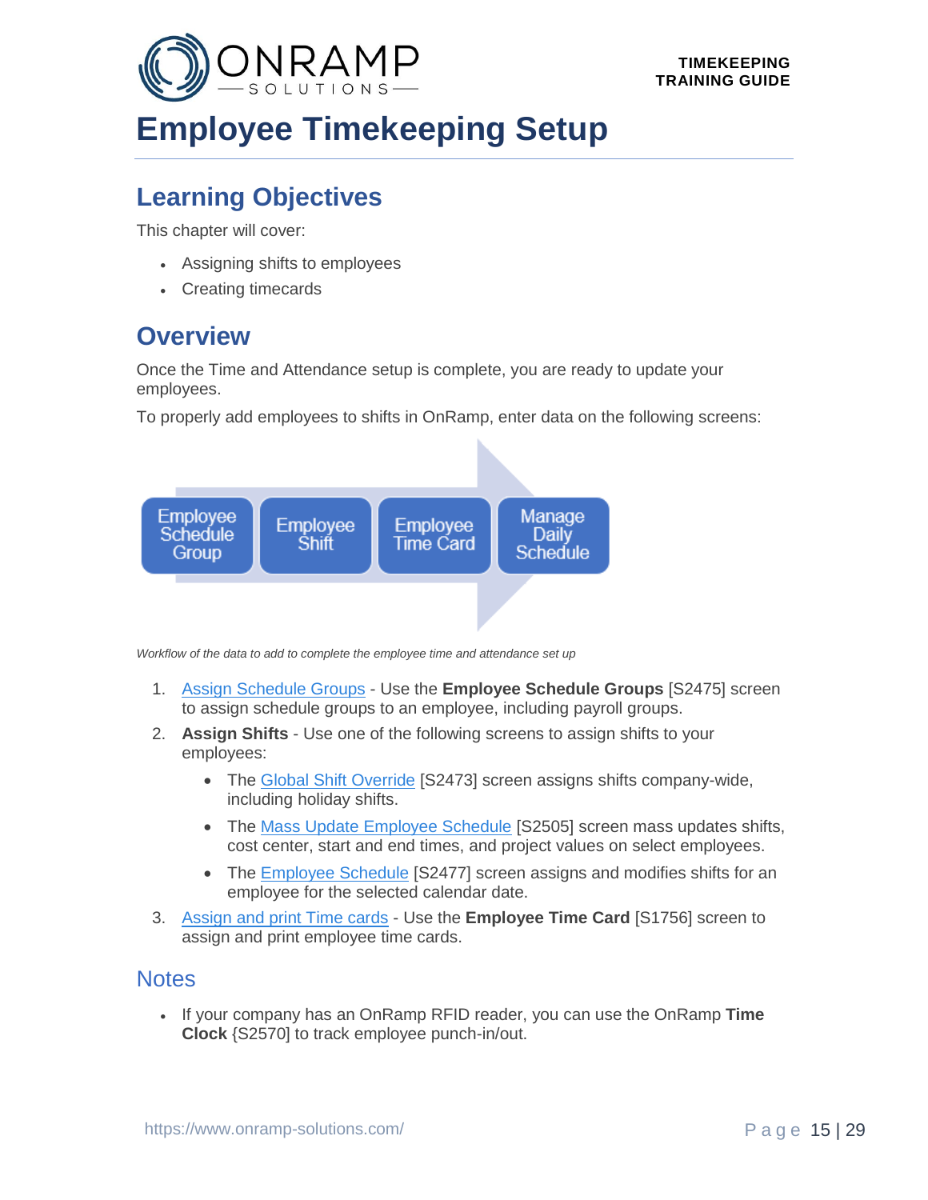# Employee Timekeeping Setup

## Learning Objectives

This chapter will cover:

- Assigning shifts to employees
- Creating timecards

## Overview

Once the Time and Attendance setup is complete, you are ready to update your employees.

To properly add employees to shifts in OnRamp, enter data on the following screens:

Employee Schedule Group → Employee Shift → Employee Time Card → Manage Daily Schedule

*Workflow of the data to add to complete the employee time and attendance set up*

1. Assign Schedule Groups - Use the **Employee Schedule Groups** [S2475] screen to assign schedule groups to an employee, including payroll groups.
2. **Assign Shifts** - Use one of the following screens to assign shifts to your employees:
   - The Global Shift Override [S2473] screen assigns shifts company-wide, including holiday shifts.
   - The Mass Update Employee Schedule [S2505] screen mass updates shifts, cost center, start and end times, and project values on select employees.
   - The Employee Schedule [S2477] screen assigns and modifies shifts for an employee for the selected calendar date.
3. Assign and print Time cards - Use the **Employee Time Card** [S1756] screen to assign and print employee time cards.

## Notes

- If your company has an OnRamp RFID reader, you can use the OnRamp **Time Clock** {S2570] to track employee punch-in/out.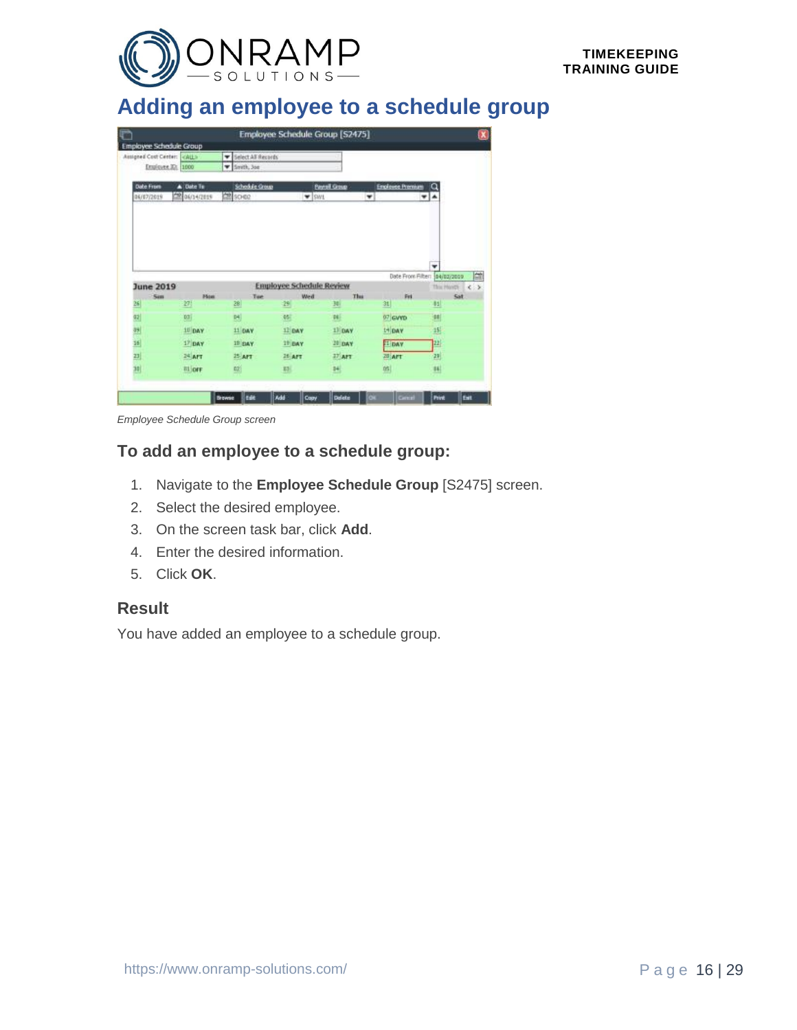# Adding an employee to a schedule group

*Employee Schedule Group screen*

## To add an employee to a schedule group:

1. Navigate to the **Employee Schedule Group** [S2475] screen.
2. Select the desired employee.
3. On the screen task bar, click **Add**.
4. Enter the desired information.
5. Click **OK**.

## Result

You have added an employee to a schedule group.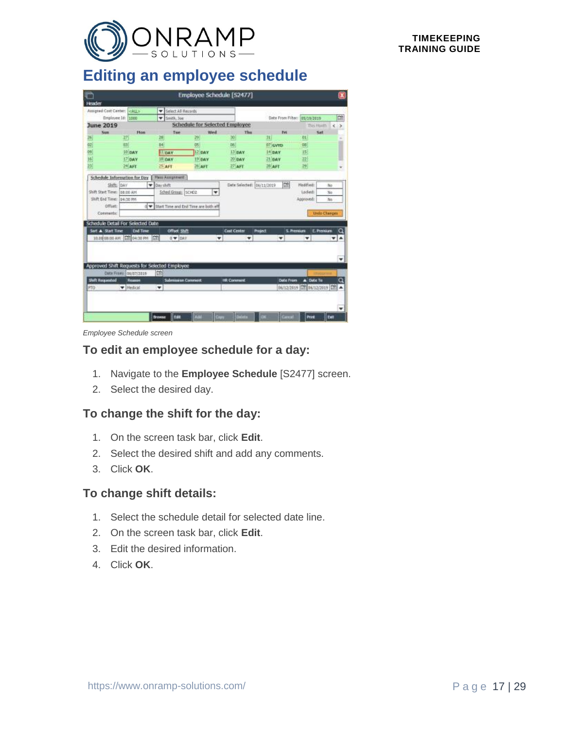# Editing an employee schedule

*Employee Schedule screen*

## To edit an employee schedule for a day:

1. Navigate to the **Employee Schedule** [S2477] screen.
2. Select the desired day.

## To change the shift for the day:

1. On the screen task bar, click **Edit**.
2. Select the desired shift and add any comments.
3. Click **OK**.

## To change shift details:

1. Select the schedule detail for selected date line.
2. On the screen task bar, click **Edit**.
3. Edit the desired information.
4. Click **OK**.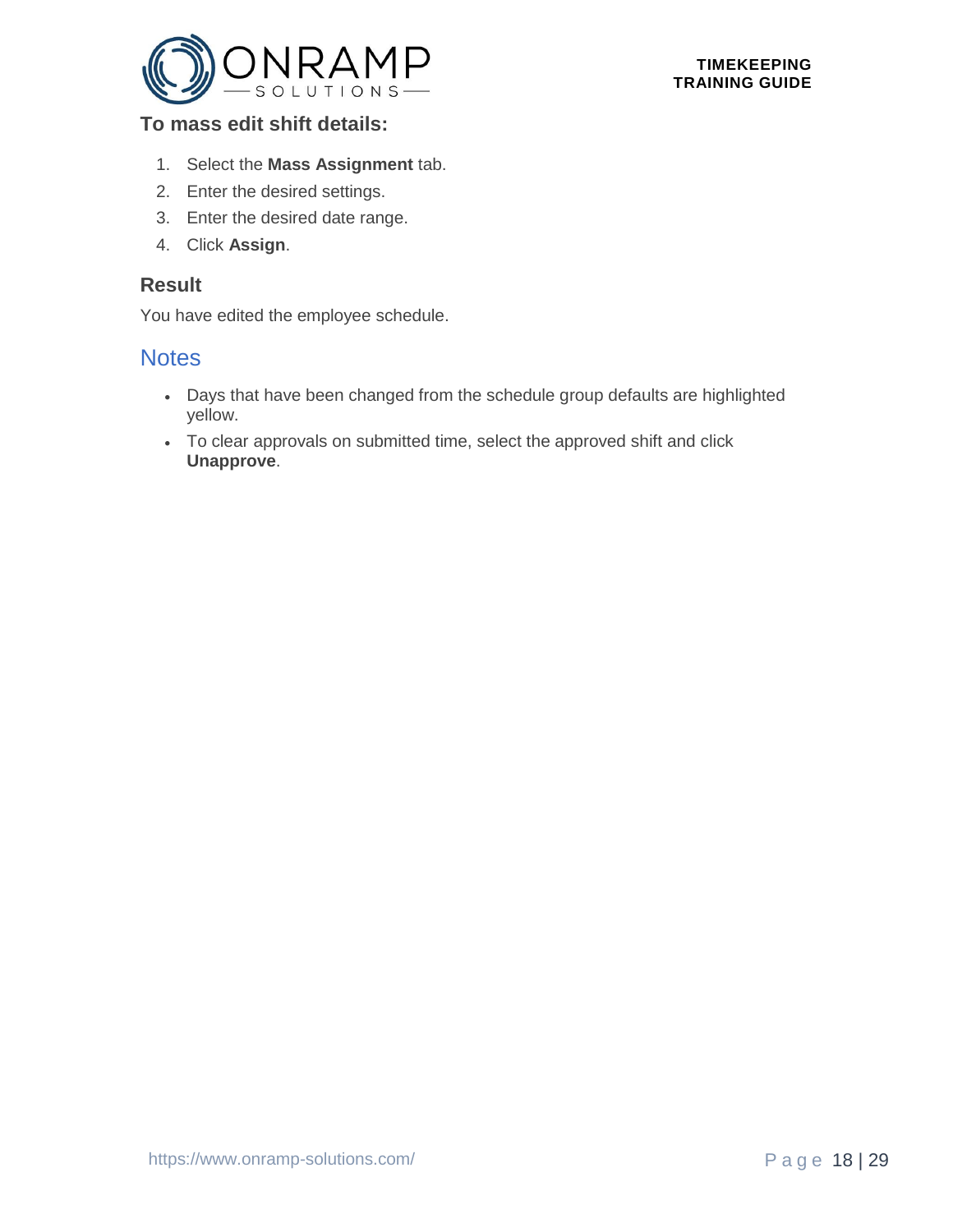### To mass edit shift details:

1. Select the **Mass Assignment** tab.
2. Enter the desired settings.
3. Enter the desired date range.
4. Click **Assign**.

### Result

You have edited the employee schedule.

## Notes

- Days that have been changed from the schedule group defaults are highlighted yellow.
- To clear approvals on submitted time, select the approved shift and click **Unapprove**.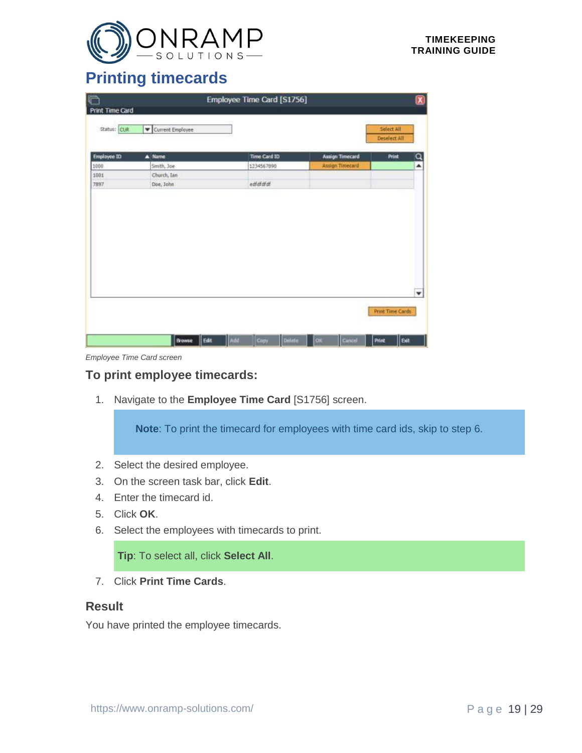# Printing timecards

*Employee Time Card screen*

### To print employee timecards:

1. Navigate to the **Employee Time Card** [S1756] screen.

   **Note**: To print the timecard for employees with time card ids, skip to step 6.

2. Select the desired employee.
3. On the screen task bar, click **Edit**.
4. Enter the timecard id.
5. Click **OK**.
6. Select the employees with timecards to print.

   **Tip**: To select all, click **Select All**.

7. Click **Print Time Cards**.

### Result

You have printed the employee timecards.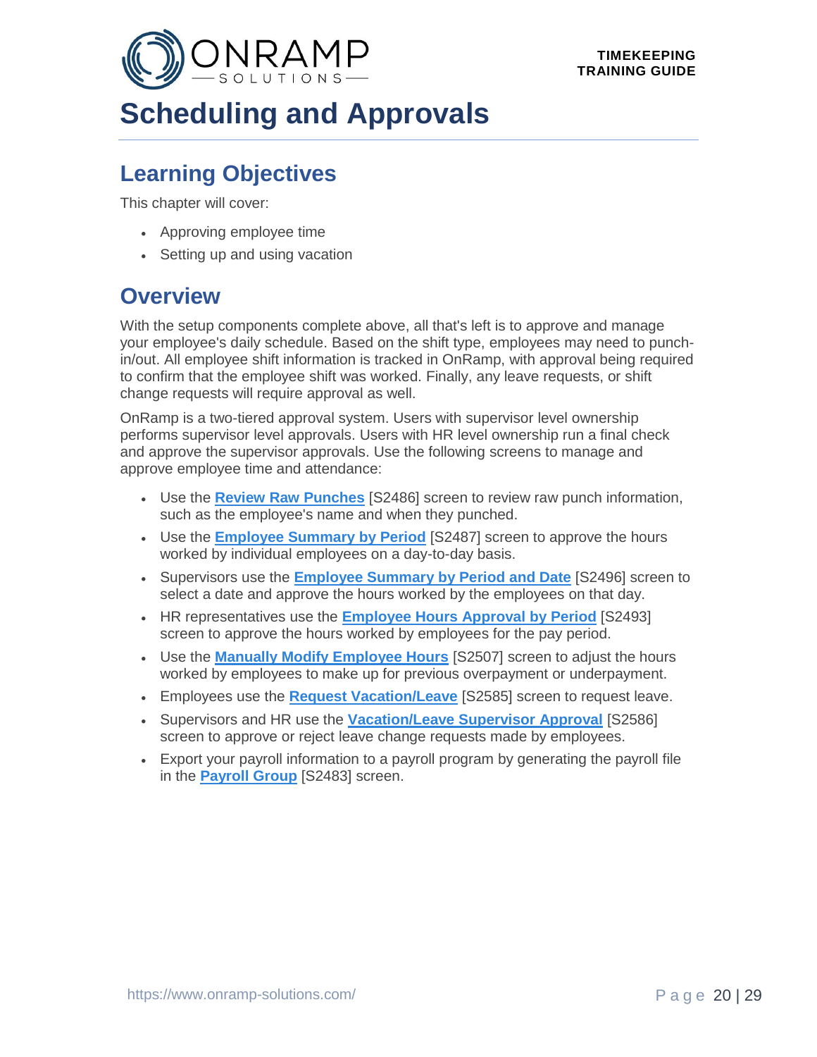# Scheduling and Approvals

## Learning Objectives

This chapter will cover:

- Approving employee time
- Setting up and using vacation

## Overview

With the setup components complete above, all that's left is to approve and manage your employee's daily schedule. Based on the shift type, employees may need to punch-in/out. All employee shift information is tracked in OnRamp, with approval being required to confirm that the employee shift was worked. Finally, any leave requests, or shift change requests will require approval as well.

OnRamp is a two-tiered approval system. Users with supervisor level ownership performs supervisor level approvals. Users with HR level ownership run a final check and approve the supervisor approvals. Use the following screens to manage and approve employee time and attendance:

- Use the **Review Raw Punches** [S2486] screen to review raw punch information, such as the employee's name and when they punched.
- Use the **Employee Summary by Period** [S2487] screen to approve the hours worked by individual employees on a day-to-day basis.
- Supervisors use the **Employee Summary by Period and Date** [S2496] screen to select a date and approve the hours worked by the employees on that day.
- HR representatives use the **Employee Hours Approval by Period** [S2493] screen to approve the hours worked by employees for the pay period.
- Use the **Manually Modify Employee Hours** [S2507] screen to adjust the hours worked by employees to make up for previous overpayment or underpayment.
- Employees use the **Request Vacation/Leave** [S2585] screen to request leave.
- Supervisors and HR use the **Vacation/Leave Supervisor Approval** [S2586] screen to approve or reject leave change requests made by employees.
- Export your payroll information to a payroll program by generating the payroll file in the **Payroll Group** [S2483] screen.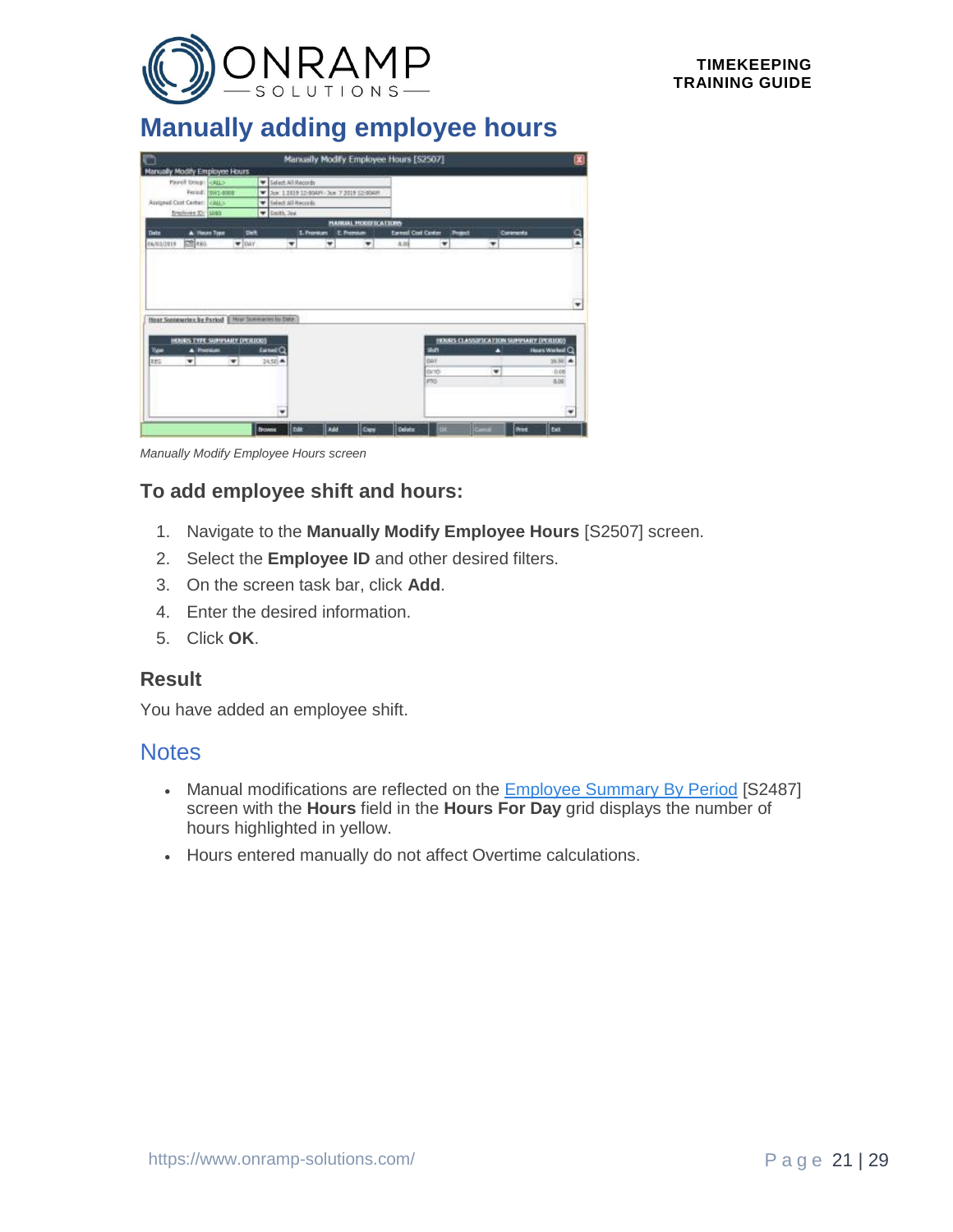# Manually adding employee hours

*Manually Modify Employee Hours screen*

## To add employee shift and hours:

1. Navigate to the **Manually Modify Employee Hours** [S2507] screen.
2. Select the **Employee ID** and other desired filters.
3. On the screen task bar, click **Add**.
4. Enter the desired information.
5. Click **OK**.

### Result

You have added an employee shift.

## Notes

- Manual modifications are reflected on the Employee Summary By Period [S2487] screen with the **Hours** field in the **Hours For Day** grid displays the number of hours highlighted in yellow.
- Hours entered manually do not affect Overtime calculations.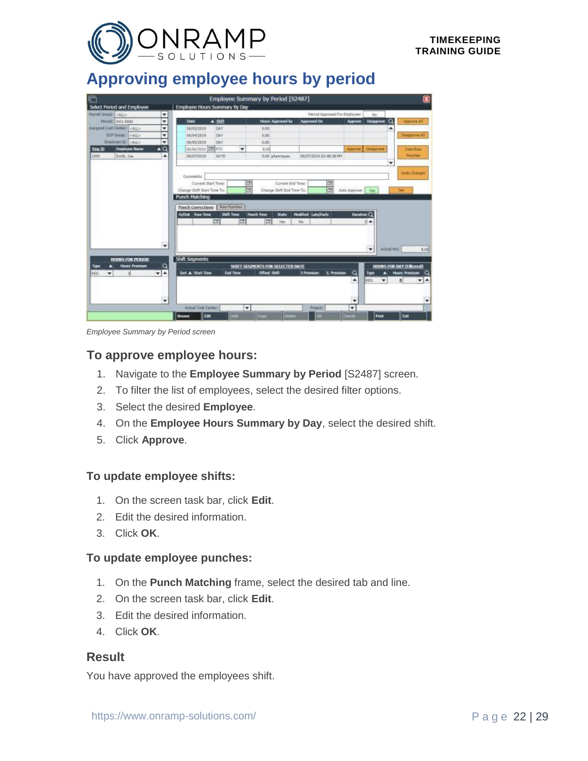# Approving employee hours by period

*Employee Summary by Period screen*

## To approve employee hours:

1. Navigate to the **Employee Summary by Period** [S2487] screen.
2. To filter the list of employees, select the desired filter options.
3. Select the desired **Employee**.
4. On the **Employee Hours Summary by Day**, select the desired shift.
5. Click **Approve**.

### To update employee shifts:

1. On the screen task bar, click **Edit**.
2. Edit the desired information.
3. Click **OK**.

### To update employee punches:

1. On the **Punch Matching** frame, select the desired tab and line.
2. On the screen task bar, click **Edit**.
3. Edit the desired information.
4. Click **OK**.

## Result

You have approved the employees shift.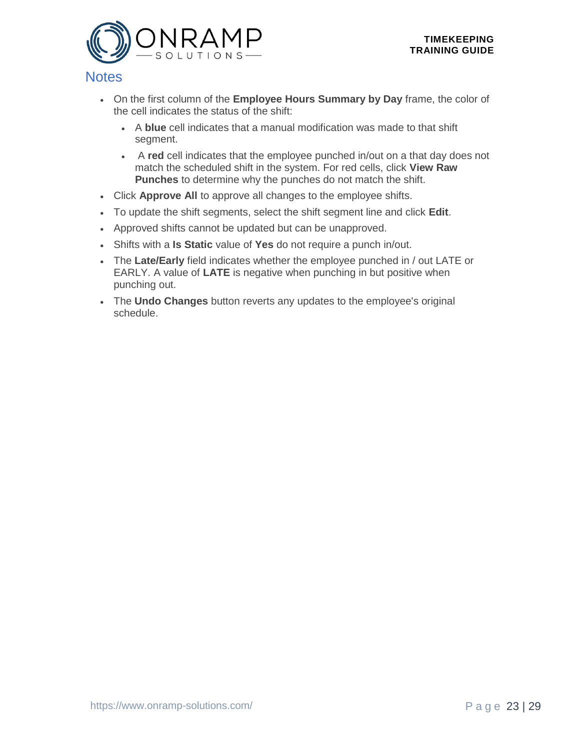## Notes

- On the first column of the **Employee Hours Summary by Day** frame, the color of the cell indicates the status of the shift:
  - A **blue** cell indicates that a manual modification was made to that shift segment.
  - A **red** cell indicates that the employee punched in/out on a that day does not match the scheduled shift in the system. For red cells, click **View Raw Punches** to determine why the punches do not match the shift.
- Click **Approve All** to approve all changes to the employee shifts.
- To update the shift segments, select the shift segment line and click **Edit**.
- Approved shifts cannot be updated but can be unapproved.
- Shifts with a **Is Static** value of **Yes** do not require a punch in/out.
- The **Late/Early** field indicates whether the employee punched in / out LATE or EARLY. A value of **LATE** is negative when punching in but positive when punching out.
- The **Undo Changes** button reverts any updates to the employee's original schedule.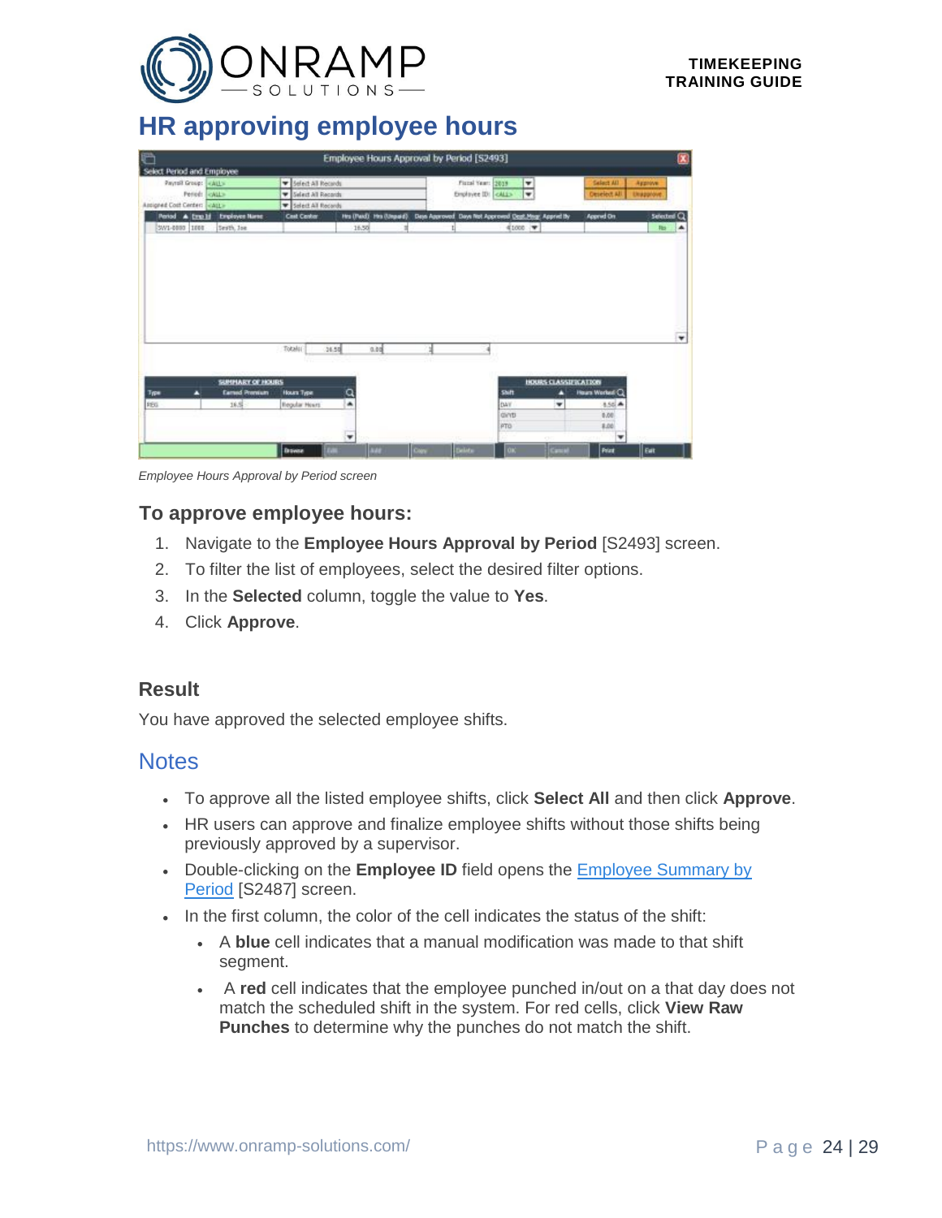## HR approving employee hours

*Employee Hours Approval by Period screen*

### To approve employee hours:

1. Navigate to the **Employee Hours Approval by Period** [S2493] screen.
2. To filter the list of employees, select the desired filter options.
3. In the **Selected** column, toggle the value to **Yes**.
4. Click **Approve**.

### Result

You have approved the selected employee shifts.

## Notes

- To approve all the listed employee shifts, click **Select All** and then click **Approve**.
- HR users can approve and finalize employee shifts without those shifts being previously approved by a supervisor.
- Double-clicking on the **Employee ID** field opens the Employee Summary by Period [S2487] screen.
- In the first column, the color of the cell indicates the status of the shift:
  - A **blue** cell indicates that a manual modification was made to that shift segment.
  - A **red** cell indicates that the employee punched in/out on a that day does not match the scheduled shift in the system. For red cells, click **View Raw Punches** to determine why the punches do not match the shift.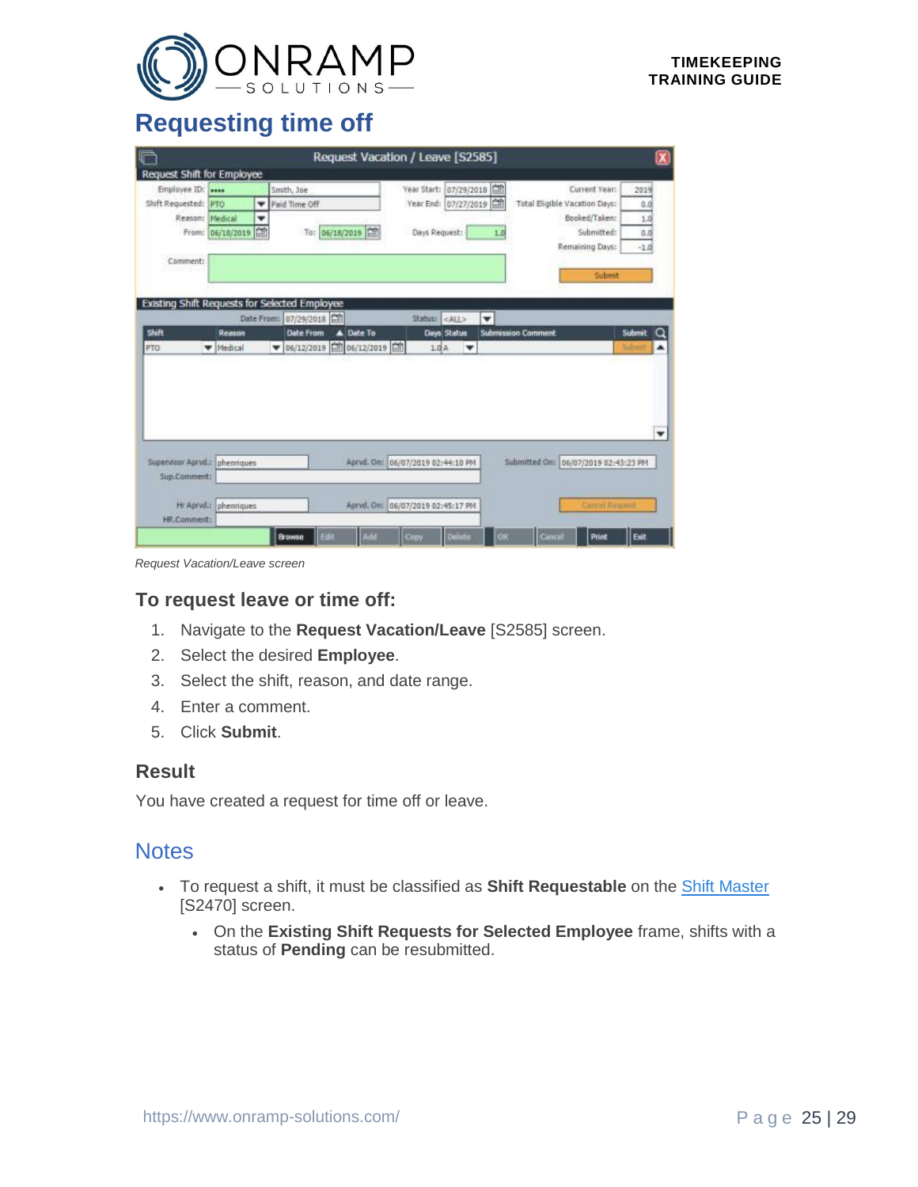# Requesting time off

*Request Vacation/Leave screen*

### To request leave or time off:

1. Navigate to the **Request Vacation/Leave** [S2585] screen.
2. Select the desired **Employee**.
3. Select the shift, reason, and date range.
4. Enter a comment.
5. Click **Submit**.

### Result

You have created a request for time off or leave.

## Notes

- To request a shift, it must be classified as **Shift Requestable** on the Shift Master [S2470] screen.
  - On the **Existing Shift Requests for Selected Employee** frame, shifts with a status of **Pending** can be resubmitted.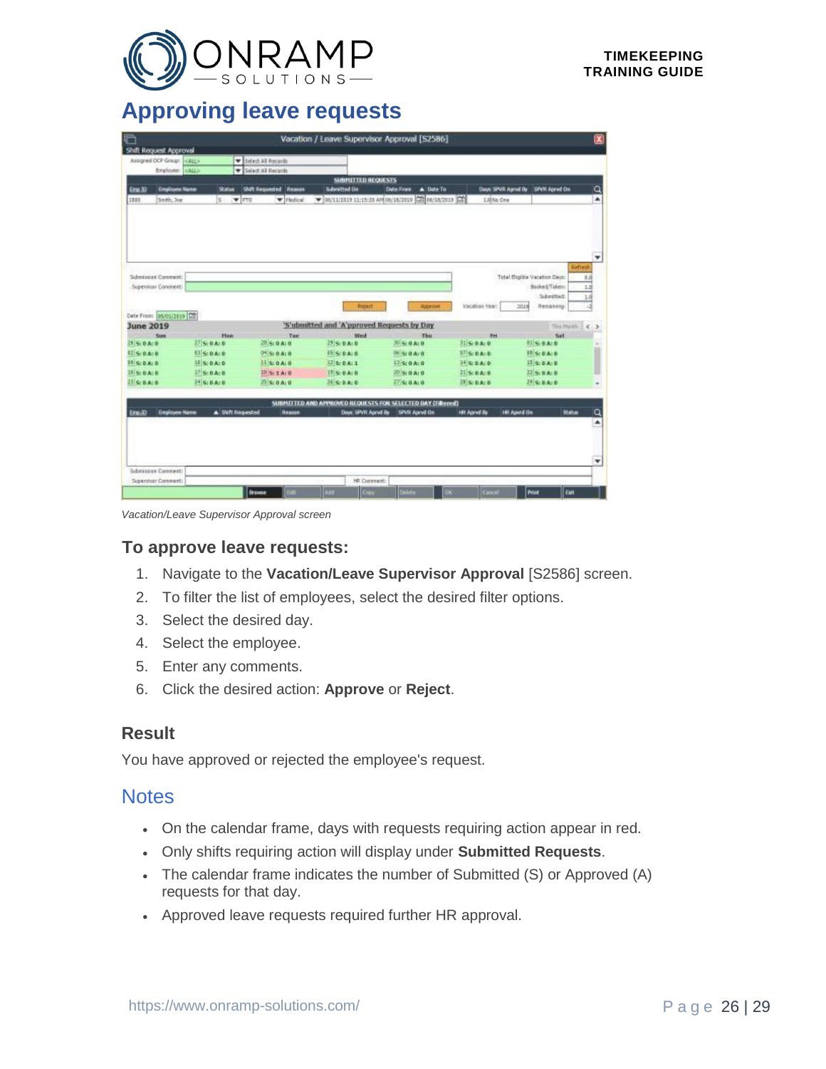# Approving leave requests

*Vacation/Leave Supervisor Approval screen*

### To approve leave requests:

1. Navigate to the **Vacation/Leave Supervisor Approval** [S2586] screen.
2. To filter the list of employees, select the desired filter options.
3. Select the desired day.
4. Select the employee.
5. Enter any comments.
6. Click the desired action: **Approve** or **Reject**.

### Result

You have approved or rejected the employee's request.

## Notes

- On the calendar frame, days with requests requiring action appear in red.
- Only shifts requiring action will display under **Submitted Requests**.
- The calendar frame indicates the number of Submitted (S) or Approved (A) requests for that day.
- Approved leave requests required further HR approval.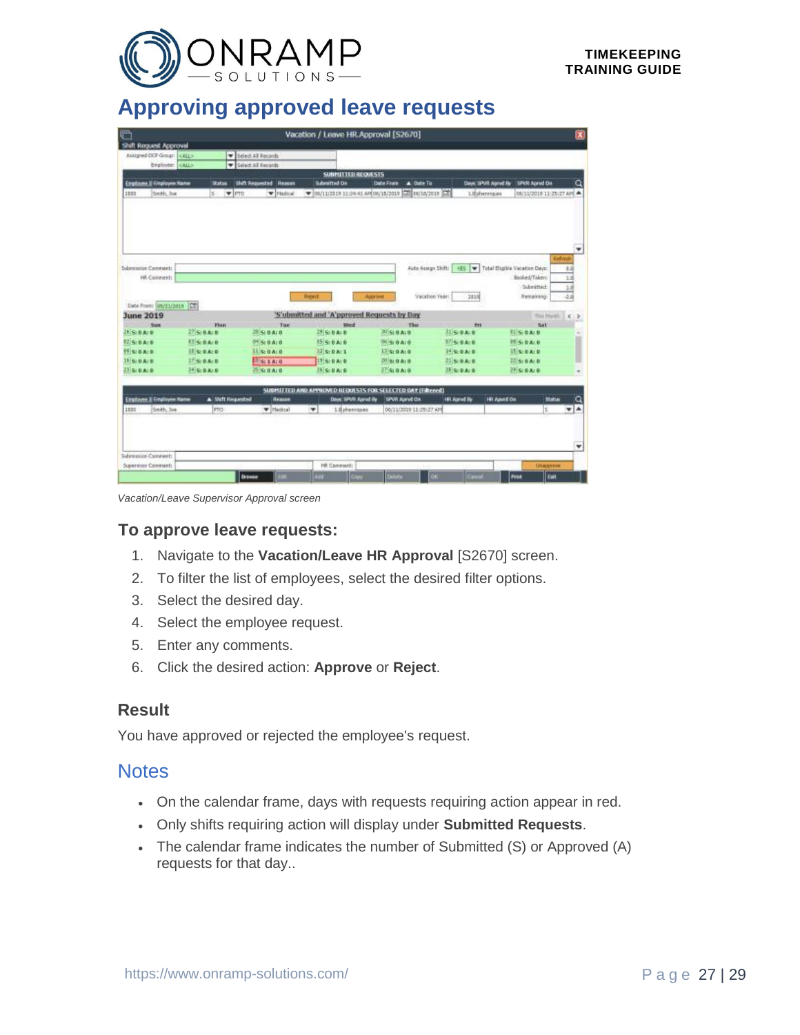# Approving approved leave requests

*Vacation/Leave Supervisor Approval screen*

### To approve leave requests:

1. Navigate to the **Vacation/Leave HR Approval** [S2670] screen.
2. To filter the list of employees, select the desired filter options.
3. Select the desired day.
4. Select the employee request.
5. Enter any comments.
6. Click the desired action: **Approve** or **Reject**.

### Result

You have approved or rejected the employee's request.

## Notes

- On the calendar frame, days with requests requiring action appear in red.
- Only shifts requiring action will display under **Submitted Requests**.
- The calendar frame indicates the number of Submitted (S) or Approved (A) requests for that day..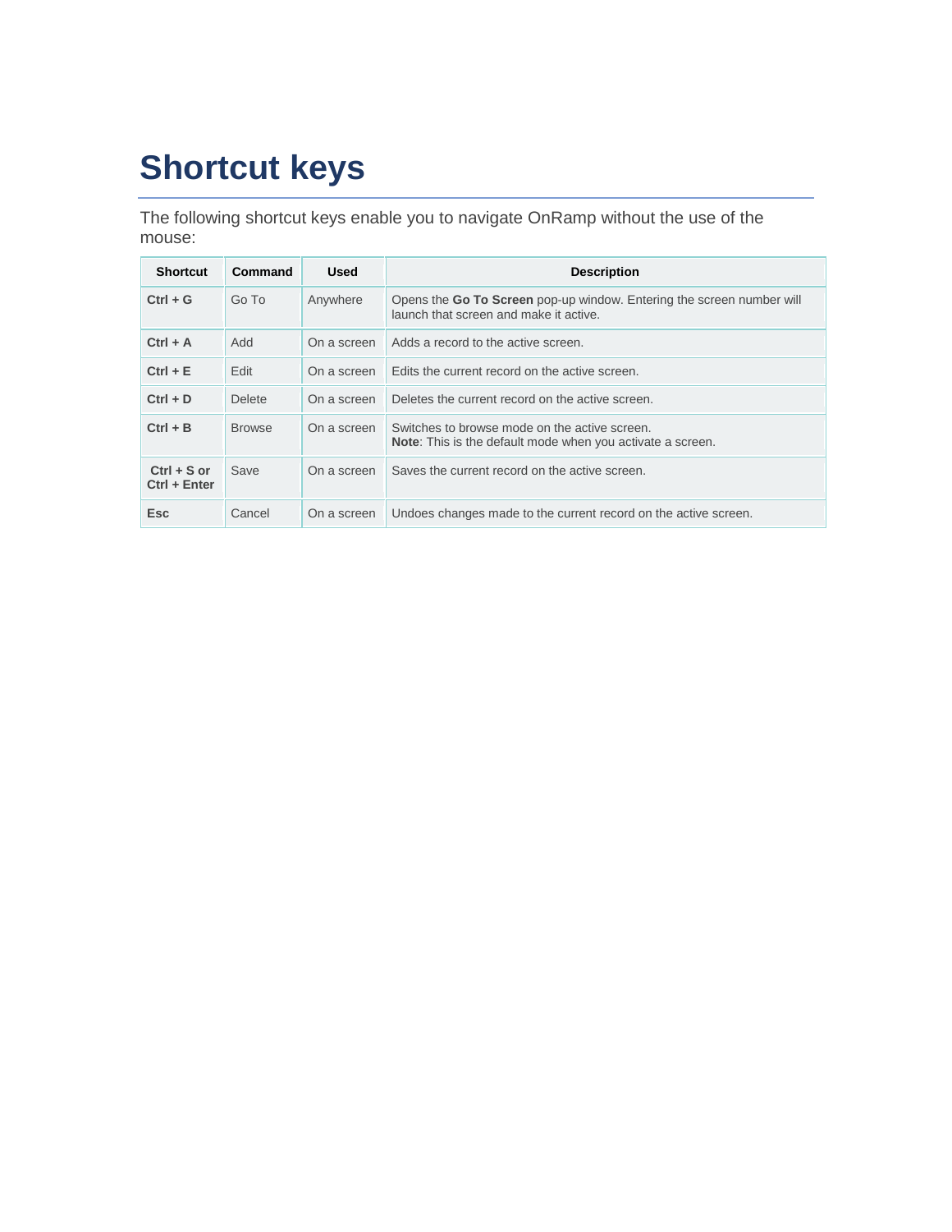# Shortcut keys

The following shortcut keys enable you to navigate OnRamp without the use of the mouse:

| Shortcut | Command | Used | Description |
|---|---|---|---|
| **Ctrl + G** | Go To | Anywhere | Opens the **Go To Screen** pop-up window. Entering the screen number will launch that screen and make it active. |
| **Ctrl + A** | Add | On a screen | Adds a record to the active screen. |
| **Ctrl + E** | Edit | On a screen | Edits the current record on the active screen. |
| **Ctrl + D** | Delete | On a screen | Deletes the current record on the active screen. |
| **Ctrl + B** | Browse | On a screen | Switches to browse mode on the active screen.<br>**Note**: This is the default mode when you activate a screen. |
| **Ctrl + S or Ctrl + Enter** | Save | On a screen | Saves the current record on the active screen. |
| **Esc** | Cancel | On a screen | Undoes changes made to the current record on the active screen. |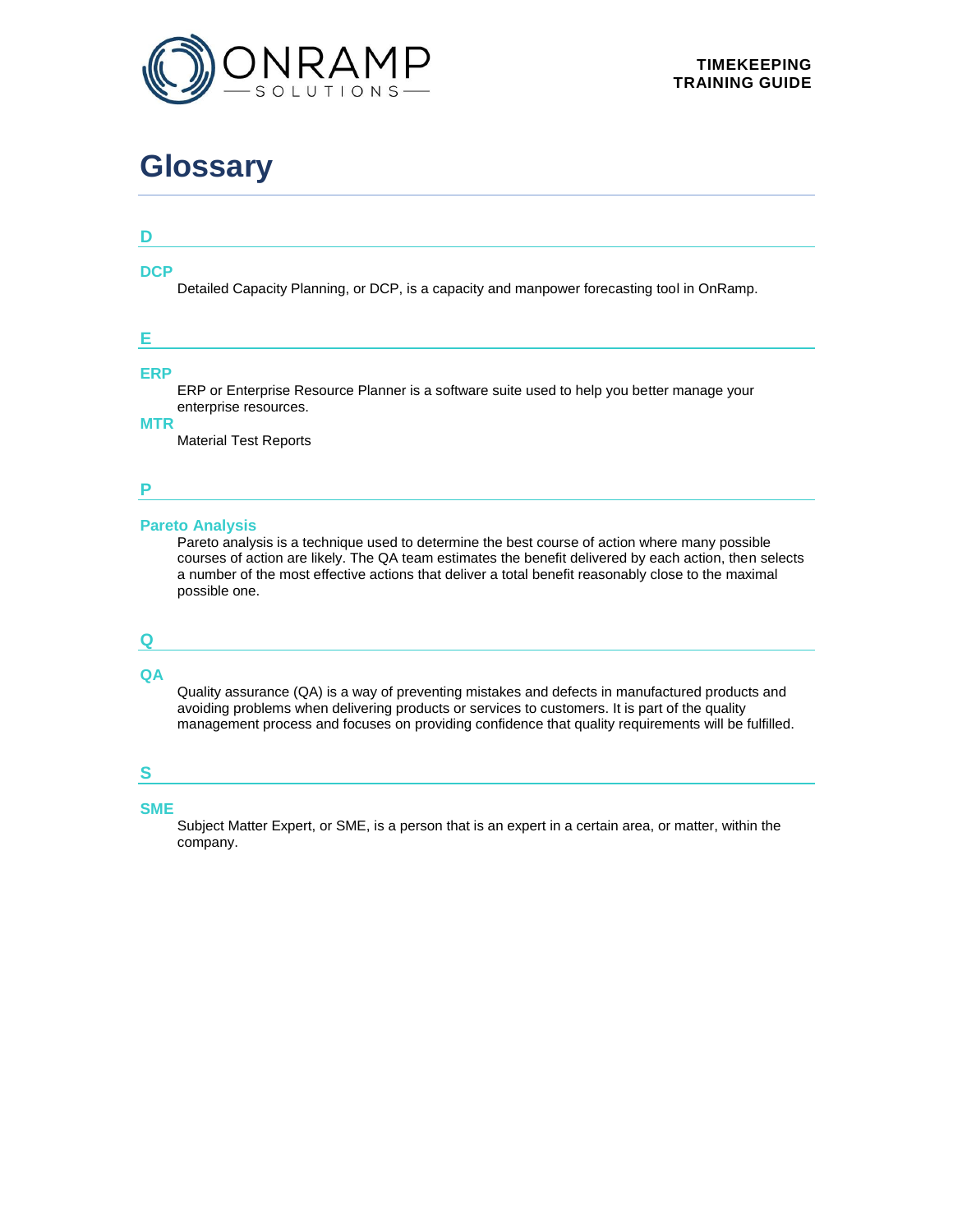# Glossary

## D

### DCP

Detailed Capacity Planning, or DCP, is a capacity and manpower forecasting tool in OnRamp.

## E

### ERP

ERP or Enterprise Resource Planner is a software suite used to help you better manage your enterprise resources.

### MTR

Material Test Reports

## P

### Pareto Analysis

Pareto analysis is a technique used to determine the best course of action where many possible courses of action are likely. The QA team estimates the benefit delivered by each action, then selects a number of the most effective actions that deliver a total benefit reasonably close to the maximal possible one.

## Q

### QA

Quality assurance (QA) is a way of preventing mistakes and defects in manufactured products and avoiding problems when delivering products or services to customers. It is part of the quality management process and focuses on providing confidence that quality requirements will be fulfilled.

## S

### SME

Subject Matter Expert, or SME, is a person that is an expert in a certain area, or matter, within the company.